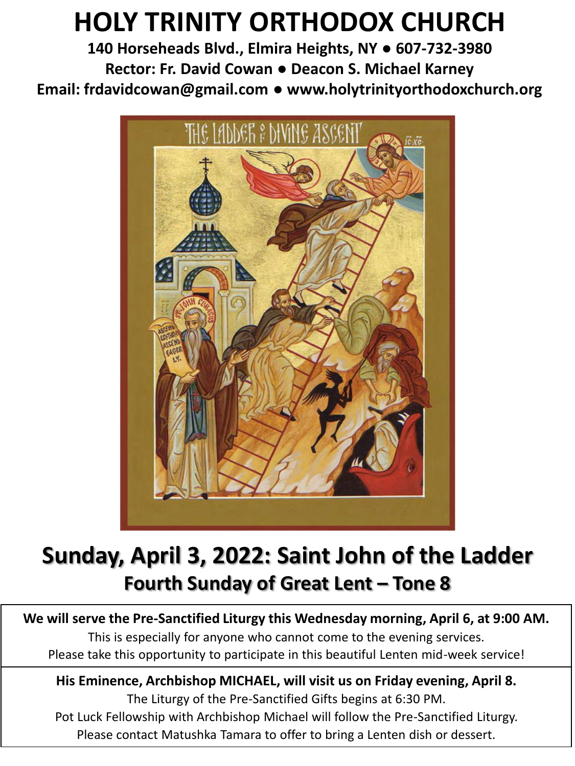# HOLY TRINITY ORTHODOX CHURCH

**140 Horseheads Blvd., Elmira Heights, NY ● 607-732-3980**
**Rector: Fr. David Cowan ● Deacon S. Michael Karney**
**Email: frdavidcowan@gmail.com ● www.holytrinityorthodoxchurch.org**

## Sunday, April 3, 2022: Saint John of the Ladder

### Fourth Sunday of Great Lent – Tone 8

**We will serve the Pre-Sanctified Liturgy this Wednesday morning, April 6, at 9:00 AM.**
This is especially for anyone who cannot come to the evening services.
Please take this opportunity to participate in this beautiful Lenten mid-week service!

**His Eminence, Archbishop MICHAEL, will visit us on Friday evening, April 8.**
The Liturgy of the Pre-Sanctified Gifts begins at 6:30 PM.
Pot Luck Fellowship with Archbishop Michael will follow the Pre-Sanctified Liturgy.
Please contact Matushka Tamara to offer to bring a Lenten dish or dessert.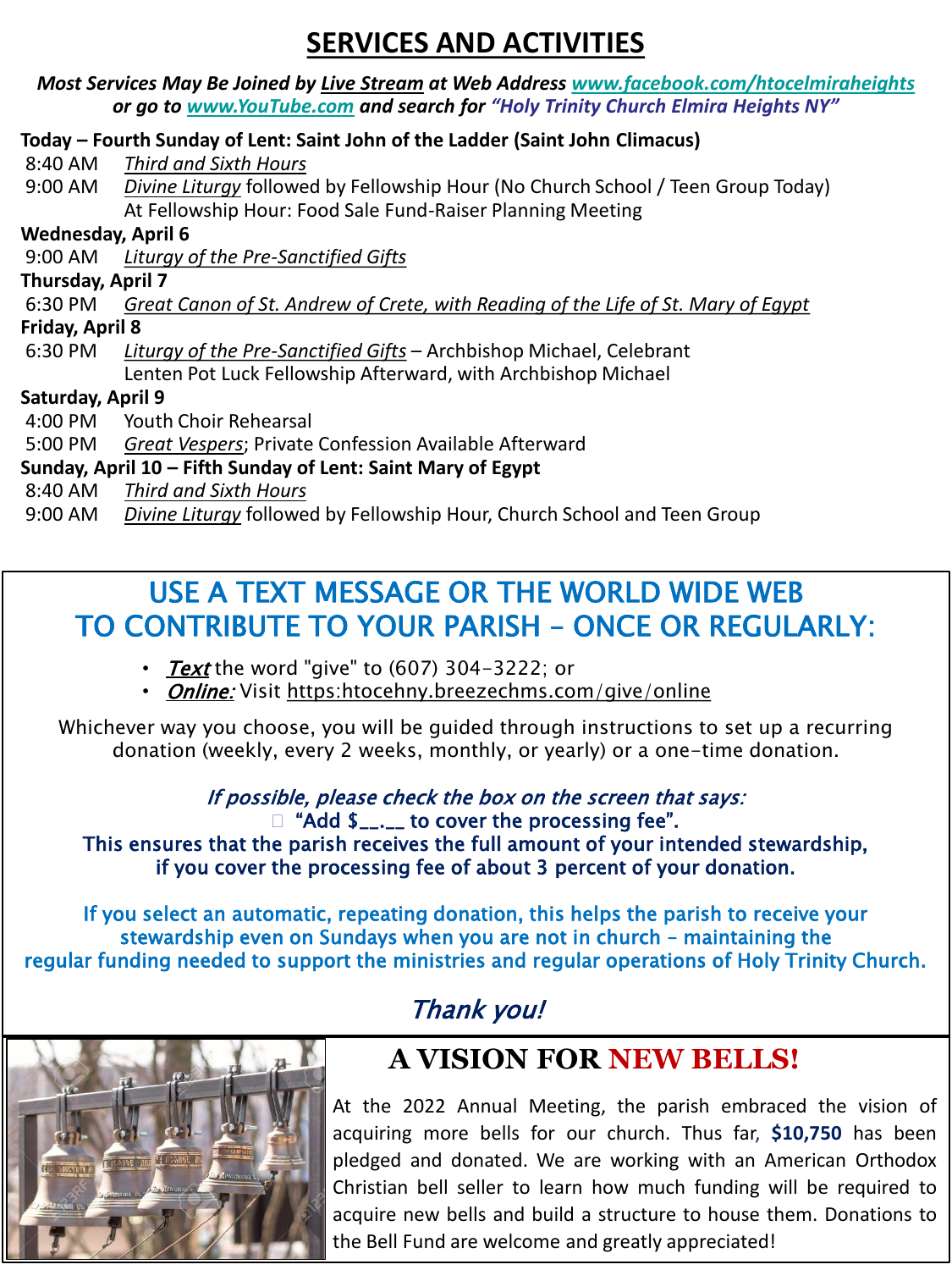# SERVICES AND ACTIVITIES

***Most Services May Be Joined by Live Stream at Web Address www.facebook.com/htocelmiraheights or go to www.YouTube.com and search for "Holy Trinity Church Elmira Heights NY"***

**Today – Fourth Sunday of Lent: Saint John of the Ladder (Saint John Climacus)**

8:40 AM *Third and Sixth Hours*

9:00 AM *Divine Liturgy* followed by Fellowship Hour (No Church School / Teen Group Today)
At Fellowship Hour: Food Sale Fund-Raiser Planning Meeting

**Wednesday, April 6**

9:00 AM *Liturgy of the Pre-Sanctified Gifts*

**Thursday, April 7**

6:30 PM *Great Canon of St. Andrew of Crete, with Reading of the Life of St. Mary of Egypt*

**Friday, April 8**

6:30 PM *Liturgy of the Pre-Sanctified Gifts* – Archbishop Michael, Celebrant
Lenten Pot Luck Fellowship Afterward, with Archbishop Michael

**Saturday, April 9**

4:00 PM Youth Choir Rehearsal

5:00 PM *Great Vespers*; Private Confession Available Afterward

**Sunday, April 10 – Fifth Sunday of Lent: Saint Mary of Egypt**

8:40 AM *Third and Sixth Hours*

9:00 AM *Divine Liturgy* followed by Fellowship Hour, Church School and Teen Group

## USE A TEXT MESSAGE OR THE WORLD WIDE WEB TO CONTRIBUTE TO YOUR PARISH – ONCE OR REGULARLY:

- ***Text*** the word "give" to (607) 304-3222; or
- ***Online:*** Visit https:htocehny.breezechms.com/give/online

Whichever way you choose, you will be guided through instructions to set up a recurring donation (weekly, every 2 weeks, monthly, or yearly) or a one-time donation.

*If possible, please check the box on the screen that says:*

☐ **"Add $__.__ to cover the processing fee".**

**This ensures that the parish receives the full amount of your intended stewardship, if you cover the processing fee of about 3 percent of your donation.**

If you select an automatic, repeating donation, this helps the parish to receive your stewardship even on Sundays when you are not in church – maintaining the regular funding needed to support the ministries and regular operations of Holy Trinity Church.

*Thank you!*

## A VISION FOR NEW BELLS!

At the 2022 Annual Meeting, the parish embraced the vision of acquiring more bells for our church. Thus far, **$10,750** has been pledged and donated. We are working with an American Orthodox Christian bell seller to learn how much funding will be required to acquire new bells and build a structure to house them. Donations to the Bell Fund are welcome and greatly appreciated!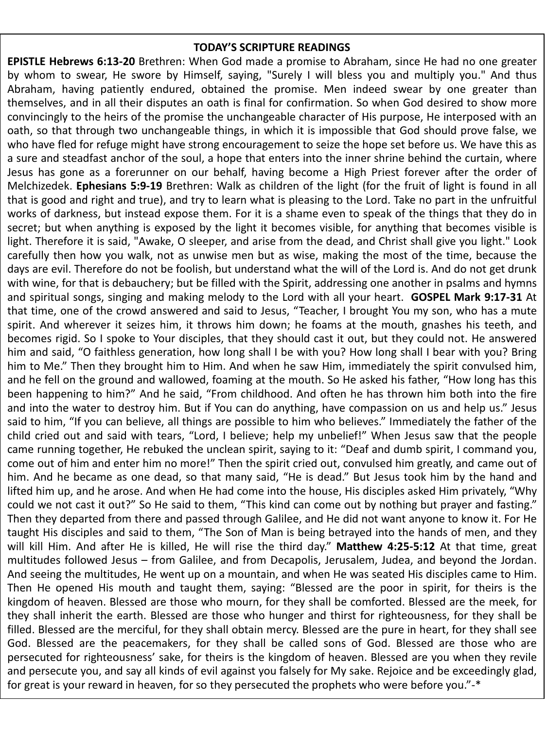**TODAY'S SCRIPTURE READINGS**

**EPISTLE Hebrews 6:13-20** Brethren: When God made a promise to Abraham, since He had no one greater by whom to swear, He swore by Himself, saying, "Surely I will bless you and multiply you." And thus Abraham, having patiently endured, obtained the promise. Men indeed swear by one greater than themselves, and in all their disputes an oath is final for confirmation. So when God desired to show more convincingly to the heirs of the promise the unchangeable character of His purpose, He interposed with an oath, so that through two unchangeable things, in which it is impossible that God should prove false, we who have fled for refuge might have strong encouragement to seize the hope set before us. We have this as a sure and steadfast anchor of the soul, a hope that enters into the inner shrine behind the curtain, where Jesus has gone as a forerunner on our behalf, having become a High Priest forever after the order of Melchizedek. **Ephesians 5:9-19** Brethren: Walk as children of the light (for the fruit of light is found in all that is good and right and true), and try to learn what is pleasing to the Lord. Take no part in the unfruitful works of darkness, but instead expose them. For it is a shame even to speak of the things that they do in secret; but when anything is exposed by the light it becomes visible, for anything that becomes visible is light. Therefore it is said, "Awake, O sleeper, and arise from the dead, and Christ shall give you light." Look carefully then how you walk, not as unwise men but as wise, making the most of the time, because the days are evil. Therefore do not be foolish, but understand what the will of the Lord is. And do not get drunk with wine, for that is debauchery; but be filled with the Spirit, addressing one another in psalms and hymns and spiritual songs, singing and making melody to the Lord with all your heart. **GOSPEL Mark 9:17-31** At that time, one of the crowd answered and said to Jesus, "Teacher, I brought You my son, who has a mute spirit. And wherever it seizes him, it throws him down; he foams at the mouth, gnashes his teeth, and becomes rigid. So I spoke to Your disciples, that they should cast it out, but they could not. He answered him and said, "O faithless generation, how long shall I be with you? How long shall I bear with you? Bring him to Me." Then they brought him to Him. And when he saw Him, immediately the spirit convulsed him, and he fell on the ground and wallowed, foaming at the mouth. So He asked his father, "How long has this been happening to him?" And he said, "From childhood. And often he has thrown him both into the fire and into the water to destroy him. But if You can do anything, have compassion on us and help us." Jesus said to him, "If you can believe, all things are possible to him who believes." Immediately the father of the child cried out and said with tears, "Lord, I believe; help my unbelief!" When Jesus saw that the people came running together, He rebuked the unclean spirit, saying to it: "Deaf and dumb spirit, I command you, come out of him and enter him no more!" Then the spirit cried out, convulsed him greatly, and came out of him. And he became as one dead, so that many said, "He is dead." But Jesus took him by the hand and lifted him up, and he arose. And when He had come into the house, His disciples asked Him privately, "Why could we not cast it out?" So He said to them, "This kind can come out by nothing but prayer and fasting." Then they departed from there and passed through Galilee, and He did not want anyone to know it. For He taught His disciples and said to them, "The Son of Man is being betrayed into the hands of men, and they will kill Him. And after He is killed, He will rise the third day." **Matthew 4:25-5:12** At that time, great multitudes followed Jesus – from Galilee, and from Decapolis, Jerusalem, Judea, and beyond the Jordan. And seeing the multitudes, He went up on a mountain, and when He was seated His disciples came to Him. Then He opened His mouth and taught them, saying: "Blessed are the poor in spirit, for theirs is the kingdom of heaven. Blessed are those who mourn, for they shall be comforted. Blessed are the meek, for they shall inherit the earth. Blessed are those who hunger and thirst for righteousness, for they shall be filled. Blessed are the merciful, for they shall obtain mercy. Blessed are the pure in heart, for they shall see God. Blessed are the peacemakers, for they shall be called sons of God. Blessed are those who are persecuted for righteousness' sake, for theirs is the kingdom of heaven. Blessed are you when they revile and persecute you, and say all kinds of evil against you falsely for My sake. Rejoice and be exceedingly glad, for great is your reward in heaven, for so they persecuted the prophets who were before you."-*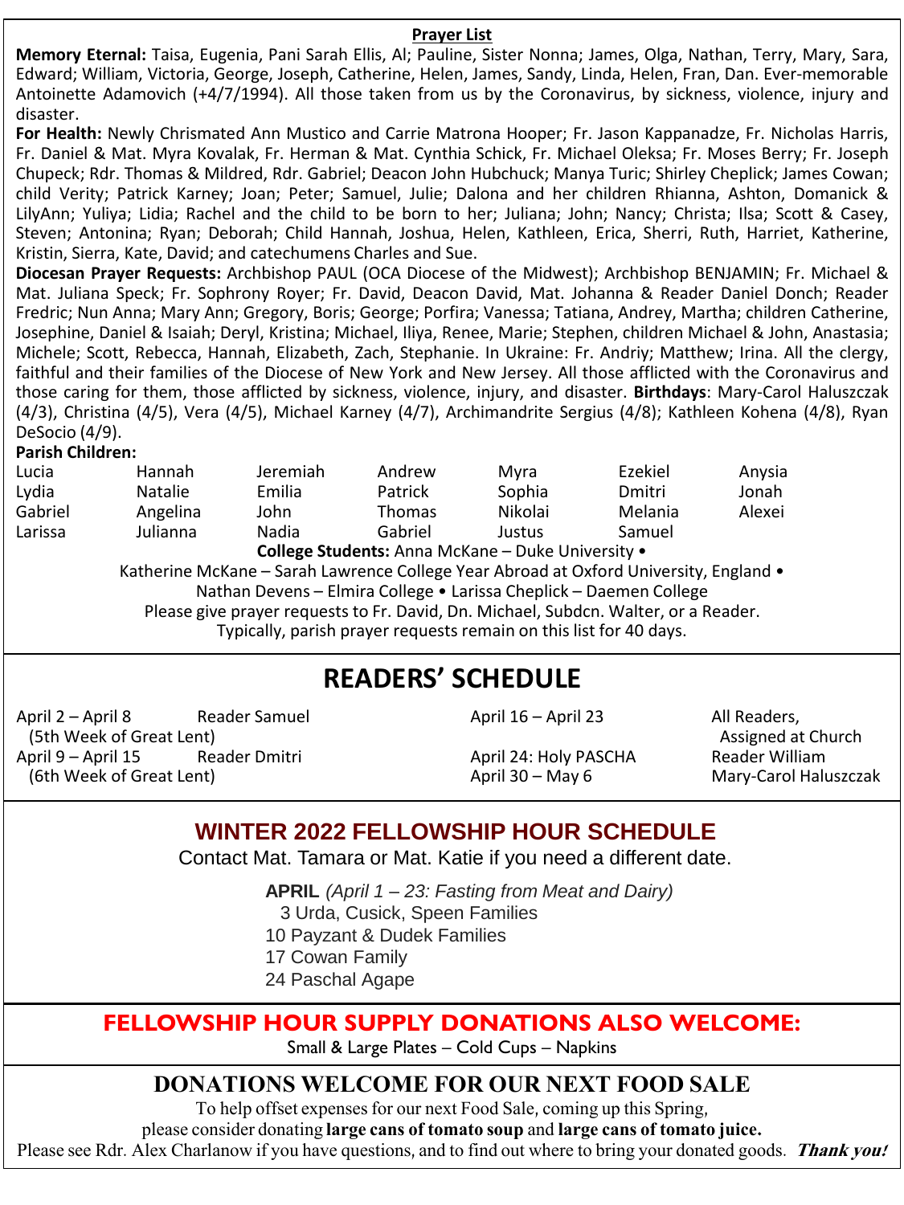## Prayer List

**Memory Eternal:** Taisa, Eugenia, Pani Sarah Ellis, Al; Pauline, Sister Nonna; James, Olga, Nathan, Terry, Mary, Sara, Edward; William, Victoria, George, Joseph, Catherine, Helen, James, Sandy, Linda, Helen, Fran, Dan. Ever-memorable Antoinette Adamovich (+4/7/1994). All those taken from us by the Coronavirus, by sickness, violence, injury and disaster.

**For Health:** Newly Chrismated Ann Mustico and Carrie Matrona Hooper; Fr. Jason Kappanadze, Fr. Nicholas Harris, Fr. Daniel & Mat. Myra Kovalak, Fr. Herman & Mat. Cynthia Schick, Fr. Michael Oleksa; Fr. Moses Berry; Fr. Joseph Chupeck; Rdr. Thomas & Mildred, Rdr. Gabriel; Deacon John Hubchuck; Manya Turic; Shirley Cheplick; James Cowan; child Verity; Patrick Karney; Joan; Peter; Samuel, Julie; Dalona and her children Rhianna, Ashton, Domanick & LilyAnn; Yuliya; Lidia; Rachel and the child to be born to her; Juliana; John; Nancy; Christa; Ilsa; Scott & Casey, Steven; Antonina; Ryan; Deborah; Child Hannah, Joshua, Helen, Kathleen, Erica, Sherri, Ruth, Harriet, Katherine, Kristin, Sierra, Kate, David; and catechumens Charles and Sue.

**Diocesan Prayer Requests:** Archbishop PAUL (OCA Diocese of the Midwest); Archbishop BENJAMIN; Fr. Michael & Mat. Juliana Speck; Fr. Sophrony Royer; Fr. David, Deacon David, Mat. Johanna & Reader Daniel Donch; Reader Fredric; Nun Anna; Mary Ann; Gregory, Boris; George; Porfira; Vanessa; Tatiana, Andrey, Martha; children Catherine, Josephine, Daniel & Isaiah; Deryl, Kristina; Michael, Iliya, Renee, Marie; Stephen, children Michael & John, Anastasia; Michele; Scott, Rebecca, Hannah, Elizabeth, Zach, Stephanie. In Ukraine: Fr. Andriy; Matthew; Irina. All the clergy, faithful and their families of the Diocese of New York and New Jersey. All those afflicted with the Coronavirus and those caring for them, those afflicted by sickness, violence, injury, and disaster. **Birthdays**: Mary-Carol Haluszczak (4/3), Christina (4/5), Vera (4/5), Michael Karney (4/7), Archimandrite Sergius (4/8); Kathleen Kohena (4/8), Ryan DeSocio (4/9).

**Parish Children:**

| | | | | | | |
|---|---|---|---|---|---|---|
| Lucia | Hannah | Jeremiah | Andrew | Myra | Ezekiel | Anysia |
| Lydia | Natalie | Emilia | Patrick | Sophia | Dmitri | Jonah |
| Gabriel | Angelina | John | Thomas | Nikolai | Melania | Alexei |
| Larissa | Julianna | Nadia | Gabriel | Justus | Samuel | |

**College Students:** Anna McKane – Duke University • Katherine McKane – Sarah Lawrence College Year Abroad at Oxford University, England • Nathan Devens – Elmira College • Larissa Cheplick – Daemen College

Please give prayer requests to Fr. David, Dn. Michael, Subdcn. Walter, or a Reader.
Typically, parish prayer requests remain on this list for 40 days.

# READERS' SCHEDULE

| | |
|---|---|
| April 2 – April 8 (5th Week of Great Lent) | Reader Samuel |
| April 9 – April 15 (6th Week of Great Lent) | Reader Dmitri |
| April 16 – April 23 | All Readers, Assigned at Church |
| April 24: Holy PASCHA | Reader William |
| April 30 – May 6 | Mary-Carol Haluszczak |

## WINTER 2022 FELLOWSHIP HOUR SCHEDULE

Contact Mat. Tamara or Mat. Katie if you need a different date.

**APRIL** *(April 1 – 23: Fasting from Meat and Dairy)*

3 Urda, Cusick, Speen Families
10 Payzant & Dudek Families
17 Cowan Family
24 Paschal Agape

## FELLOWSHIP HOUR SUPPLY DONATIONS ALSO WELCOME:

Small & Large Plates – Cold Cups – Napkins

## DONATIONS WELCOME FOR OUR NEXT FOOD SALE

To help offset expenses for our next Food Sale, coming up this Spring, please consider donating **large cans of tomato soup** and **large cans of tomato juice.**
Please see Rdr. Alex Charlanow if you have questions, and to find out where to bring your donated goods. ***Thank you!***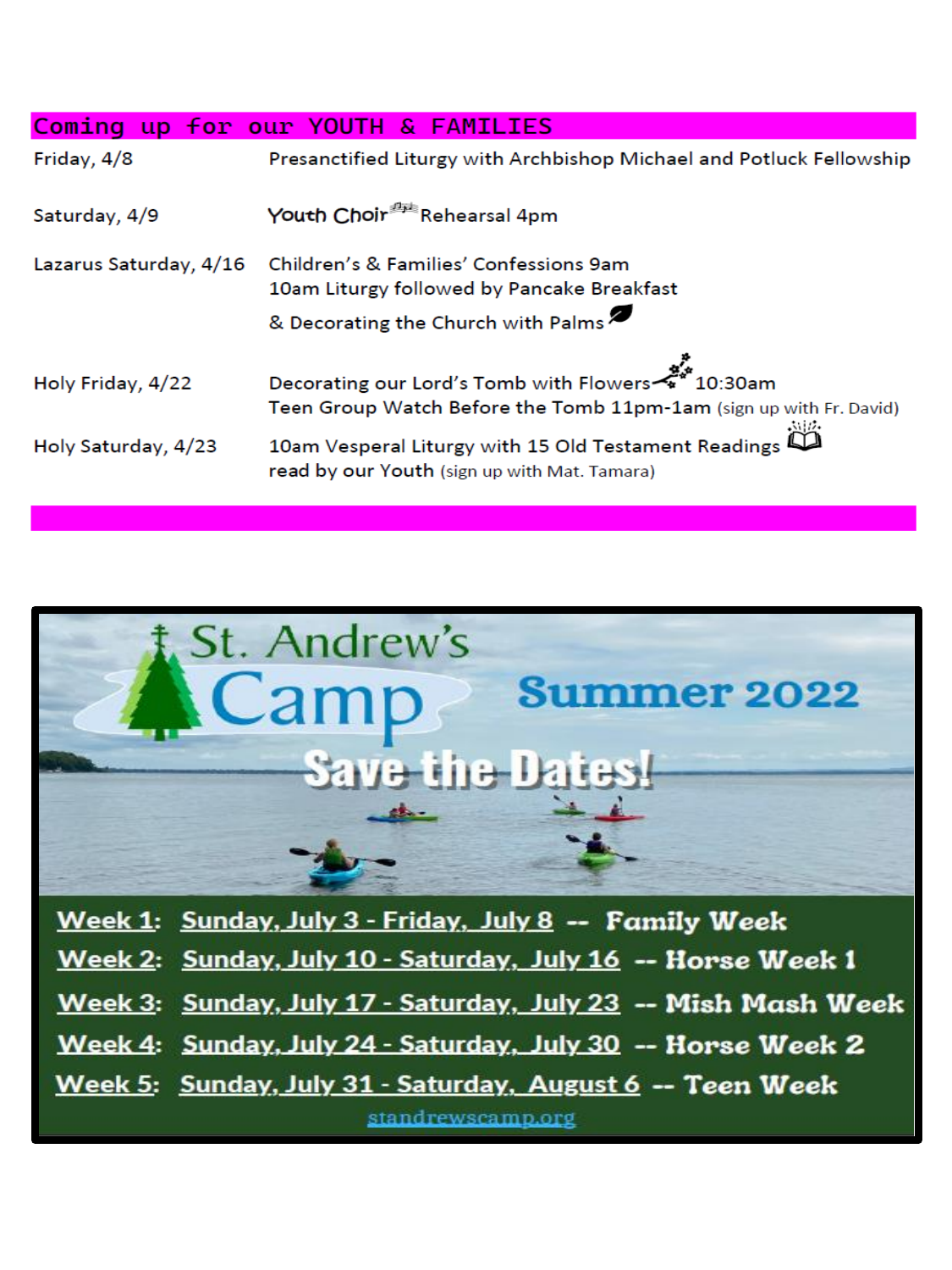## Coming up for our YOUTH & FAMILIES

| | |
|---|---|
| Friday, 4/8 | Presanctified Liturgy with Archbishop Michael and Potluck Fellowship |
| Saturday, 4/9 | Youth Choir Rehearsal 4pm |
| Lazarus Saturday, 4/16 | Children's & Families' Confessions 9am<br>10am Liturgy followed by Pancake Breakfast<br>& Decorating the Church with Palms |
| Holy Friday, 4/22 | Decorating our Lord's Tomb with Flowers 10:30am<br>Teen Group Watch Before the Tomb 11pm-1am (sign up with Fr. David) |
| Holy Saturday, 4/23 | 10am Vesperal Liturgy with 15 Old Testament Readings<br>read by our Youth (sign up with Mat. Tamara) |

# St. Andrew's Camp

## Summer 2022

## Save the Dates!

**Week 1:** Sunday, July 3 - Friday, July 8 -- **Family Week**

**Week 2:** Sunday, July 10 - Saturday, July 16 -- **Horse Week 1**

**Week 3:** Sunday, July 17 - Saturday, July 23 -- **Mish Mash Week**

**Week 4:** Sunday, July 24 - Saturday, July 30 -- **Horse Week 2**

**Week 5:** Sunday, July 31 - Saturday, August 6 -- **Teen Week**

standrewscamp.org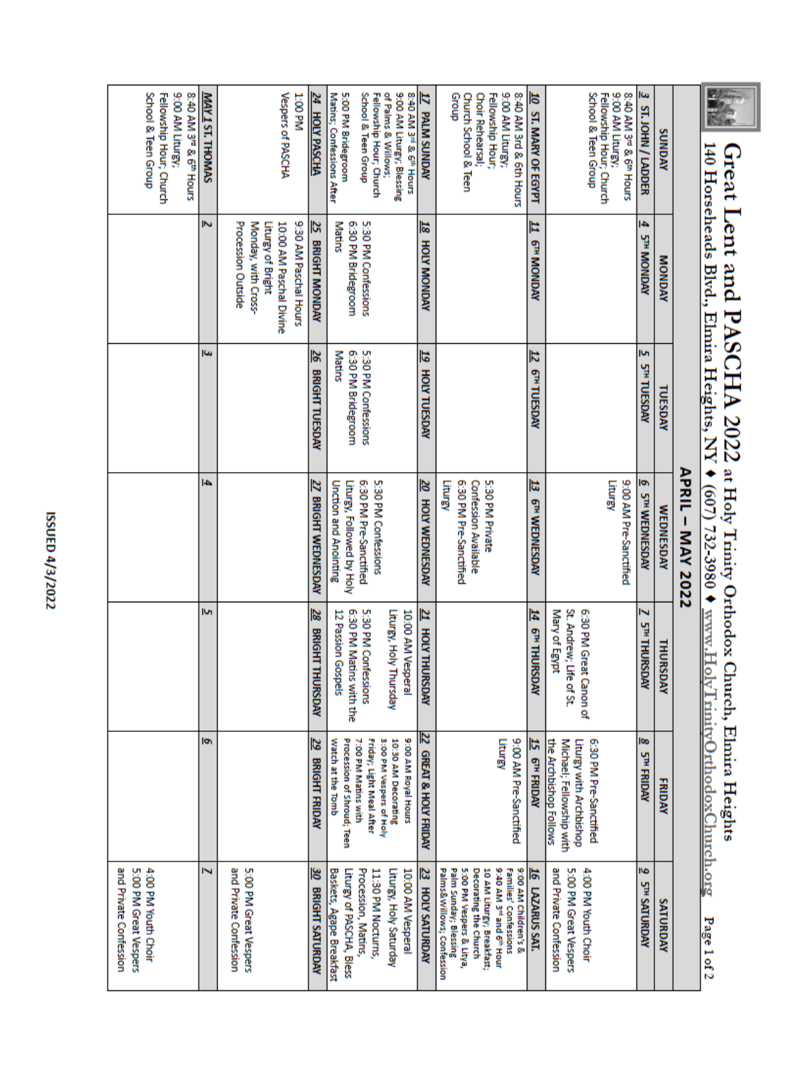# Great Lent and PASCHA 2022 at Holy Trinity Orthodox Church, Elmira Heights

140 Horseheads Blvd., Elmira Heights, NY ♦ (607) 732-3980 ♦ www.HolyTrinityOrthodoxChurch.org

## APRIL – MAY 2022

| SUNDAY | MONDAY | TUESDAY | WEDNESDAY | THURSDAY | FRIDAY | SATURDAY |
|---|---|---|---|---|---|---|
| **3 ST. JOHN / LADDER**<br>8:40 AM 3rd & 6th Hours<br>9:00 AM Liturgy;<br>Fellowship Hour; Church School & Teen Group | **4 5TH MONDAY** | **5 5TH TUESDAY** | **6 5TH WEDNESDAY**<br>9:00 AM Pre-Sanctified Liturgy | **7 5TH THURSDAY**<br>6:30 PM Great Canon of St. Andrew; Life of St. Mary of Egypt | **8 5TH FRIDAY**<br>6:30 PM Pre-Sanctified Liturgy with Archbishop Michael; Fellowship with the Archbishop Follows | **9 5TH SATURDAY**<br>4:00 PM Youth Choir<br>5:00 PM Great Vespers and Private Confession |
| **10 ST. MARY OF EGYPT**<br>8:40 AM 3rd & 6th Hours<br>9:00 AM Liturgy;<br>Fellowship Hour;<br>Choir Rehearsal;<br>Church School & Teen Group | **11 6TH MONDAY** | **12 6TH TUESDAY** | **13 6TH WEDNESDAY**<br>5:30 PM Private Confession Available<br>6:30 PM Pre-Sanctified Liturgy | **14 6TH THURSDAY** | **15 6TH FRIDAY**<br>9:00 AM Pre-Sanctified Liturgy | **16 LAZARUS SAT.**<br>9:00 AM Children's & Families' Confessions<br>9:40 AM 3rd and 6th Hour<br>10 AM Liturgy; Breakfast;<br>Decorating the Church<br>5:00 PM Vespers & Litya,<br>Palm Sunday; Blessing<br>Palms&Willows; Confession |
| **17 PALM SUNDAY**<br>8:40 AM 3rd & 6th Hours<br>9:00 AM Liturgy; Blessing of Palms & Willows;<br>Fellowship Hour, Church School & Teen Group<br>5:00 PM Bridegroom Matins; Confessions After | **18 HOLY MONDAY**<br>5:30 PM Confessions<br>6:30 PM Bridegroom Matins | **19 HOLY TUESDAY**<br>5:30 PM Confessions<br>6:30 PM Bridegroom Matins | **20 HOLY WEDNESDAY**<br>5:30 PM Confessions<br>6:30 PM Pre-Sanctified Liturgy, Followed by Holy Unction and Anointing | **21 HOLY THURSDAY**<br>10:00 AM Vesperal Liturgy, Holy Thursday<br>5:30 PM Confessions<br>6:30 PM Matins with the 12 Passion Gospels | **22 GREAT & HOLY FRIDAY**<br>9:00 AM Royal Hours<br>10:30 AM Decorating<br>3:00 PM Vespers of Holy Friday; Light Meal After<br>7:00 PM Matins with Procession of Shroud; Teen Watch at the Tomb | **23 HOLY SATURDAY**<br>10:00 AM Vesperal Liturgy, Holy Saturday<br>11:30 PM Nocturns, Procession, Matins, Liturgy of PASCHA, Bless Baskets, Agape Breakfast |
| **24 HOLY PASCHA**<br>1:00 PM<br>Vespers of PASCHA | **25 BRIGHT MONDAY**<br>9:30 AM Paschal Hours<br>10:00 AM Paschal Divine Liturgy of Bright Monday, with Cross-Procession Outside | **26 BRIGHT TUESDAY** | **27 BRIGHT WEDNESDAY** | **28 BRIGHT THURSDAY** | **29 BRIGHT FRIDAY** | **30 BRIGHT SATURDAY**<br>5:00 PM Great Vespers and Private Confession |
| **MAY 1 ST. THOMAS**<br>8:40 AM 3rd & 6th Hours<br>9:00 AM Liturgy;<br>Fellowship Hour, Church School & Teen Group | **2** | **3** | **4** | **5** | **6** | **7**<br>4:00 PM Youth Choir<br>5:00 PM Great Vespers and Private Confession |

**ISSUED 4/3/2022**